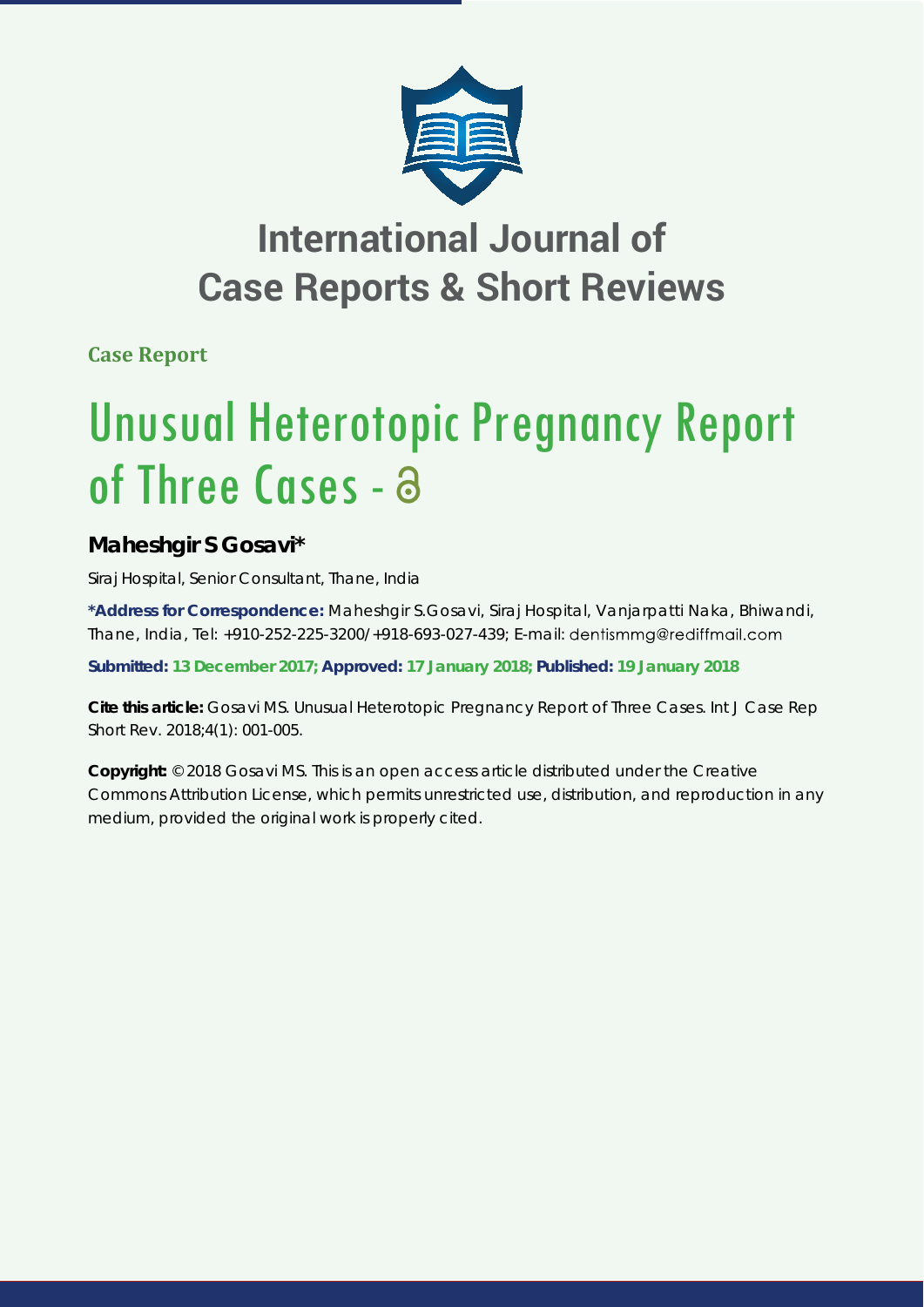# International Journal of Case Reports & Short Reviews

**Case Report**

# Unusual Heterotopic Pregnancy Report of Three Cases -

## Maheshgir S Gosavi*

Siraj Hospital, Senior Consultant, Thane, India

**\*Address for Correspondence:** Maheshgir S.Gosavi, Siraj Hospital, Vanjarpatti Naka, Bhiwandi, Thane, India, Tel: +910-252-225-3200/+918-693-027-439; E-mail: dentismmg@rediffmail.com

**Submitted: 13 December 2017; Approved: 17 January 2018; Published: 19 January 2018**

**Cite this article:** Gosavi MS. Unusual Heterotopic Pregnancy Report of Three Cases. Int J Case Rep Short Rev. 2018;4(1): 001-005.

**Copyright:** © 2018 Gosavi MS. This is an open access article distributed under the Creative Commons Attribution License, which permits unrestricted use, distribution, and reproduction in any medium, provided the original work is properly cited.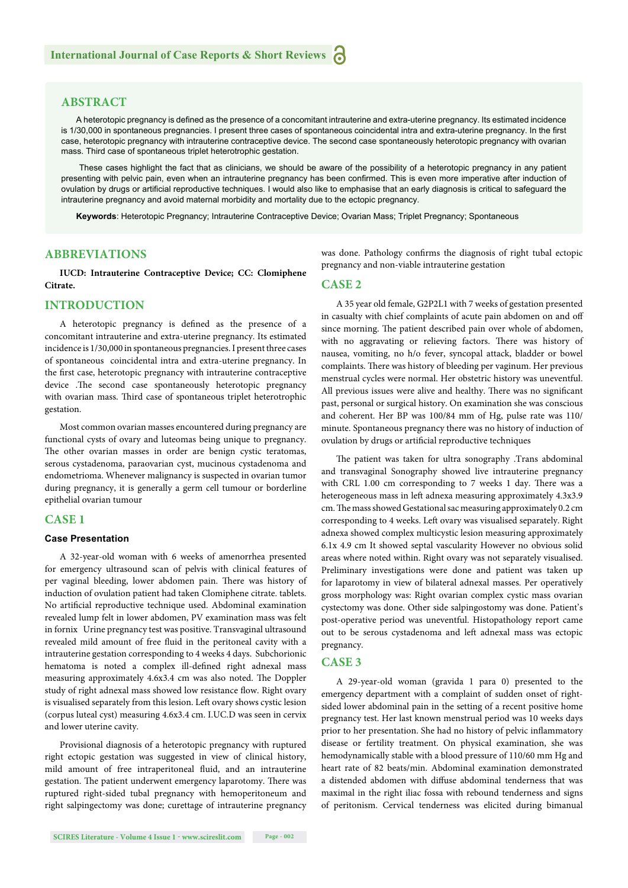## ABSTRACT

A heterotopic pregnancy is defined as the presence of a concomitant intrauterine and extra-uterine pregnancy. Its estimated incidence is 1/30,000 in spontaneous pregnancies. I present three cases of spontaneous coincidental intra and extra-uterine pregnancy. In the first case, heterotopic pregnancy with intrauterine contraceptive device. The second case spontaneously heterotopic pregnancy with ovarian mass. Third case of spontaneous triplet heterotrophic gestation.

These cases highlight the fact that as clinicians, we should be aware of the possibility of a heterotopic pregnancy in any patient presenting with pelvic pain, even when an intrauterine pregnancy has been confirmed. This is even more imperative after induction of ovulation by drugs or artificial reproductive techniques. I would also like to emphasise that an early diagnosis is critical to safeguard the intrauterine pregnancy and avoid maternal morbidity and mortality due to the ectopic pregnancy.

**Keywords**: Heterotopic Pregnancy; Intrauterine Contraceptive Device; Ovarian Mass; Triplet Pregnancy; Spontaneous

## ABBREVIATIONS

**IUCD: Intrauterine Contraceptive Device; CC: Clomiphene Citrate.**

## INTRODUCTION

A heterotopic pregnancy is defined as the presence of a concomitant intrauterine and extra-uterine pregnancy. Its estimated incidence is 1/30,000 in spontaneous pregnancies. I present three cases of spontaneous coincidental intra and extra-uterine pregnancy. In the first case, heterotopic pregnancy with intrauterine contraceptive device .The second case spontaneously heterotopic pregnancy with ovarian mass. Third case of spontaneous triplet heterotrophic gestation.

Most common ovarian masses encountered during pregnancy are functional cysts of ovary and luteomas being unique to pregnancy. The other ovarian masses in order are benign cystic teratomas, serous cystadenoma, paraovarian cyst, mucinous cystadenoma and endometrioma. Whenever malignancy is suspected in ovarian tumor during pregnancy, it is generally a germ cell tumour or borderline epithelial ovarian tumour

## CASE 1

### Case Presentation

A 32-year-old woman with 6 weeks of amenorrhea presented for emergency ultrasound scan of pelvis with clinical features of per vaginal bleeding, lower abdomen pain. There was history of induction of ovulation patient had taken Clomiphene citrate. tablets. No artificial reproductive technique used. Abdominal examination revealed lump felt in lower abdomen, PV examination mass was felt in fornix Urine pregnancy test was positive. Transvaginal ultrasound revealed mild amount of free fluid in the peritoneal cavity with a intrauterine gestation corresponding to 4 weeks 4 days. Subchorionic hematoma is noted a complex ill-defined right adnexal mass measuring approximately 4.6x3.4 cm was also noted. The Doppler study of right adnexal mass showed low resistance flow. Right ovary is visualised separately from this lesion. Left ovary shows cystic lesion (corpus luteal cyst) measuring 4.6x3.4 cm. I.UC.D was seen in cervix and lower uterine cavity.

Provisional diagnosis of a heterotopic pregnancy with ruptured right ectopic gestation was suggested in view of clinical history, mild amount of free intraperitoneal fluid, and an intrauterine gestation. The patient underwent emergency laparotomy. There was ruptured right-sided tubal pregnancy with hemoperitoneum and right salpingectomy was done; curettage of intrauterine pregnancy was done. Pathology confirms the diagnosis of right tubal ectopic pregnancy and non-viable intrauterine gestation

## CASE 2

A 35 year old female, G2P2L1 with 7 weeks of gestation presented in casualty with chief complaints of acute pain abdomen on and off since morning. The patient described pain over whole of abdomen, with no aggravating or relieving factors. There was history of nausea, vomiting, no h/o fever, syncopal attack, bladder or bowel complaints. There was history of bleeding per vaginum. Her previous menstrual cycles were normal. Her obstetric history was uneventful. All previous issues were alive and healthy. There was no significant past, personal or surgical history. On examination she was conscious and coherent. Her BP was 100/84 mm of Hg, pulse rate was 110/ minute. Spontaneous pregnancy there was no history of induction of ovulation by drugs or artificial reproductive techniques

The patient was taken for ultra sonography .Trans abdominal and transvaginal Sonography showed live intrauterine pregnancy with CRL 1.00 cm corresponding to 7 weeks 1 day. There was a heterogeneous mass in left adnexa measuring approximately 4.3x3.9 cm. The mass showed Gestational sac measuring approximately 0.2 cm corresponding to 4 weeks. Left ovary was visualised separately. Right adnexa showed complex multicystic lesion measuring approximately 6.1x 4.9 cm It showed septal vascularity However no obvious solid areas where noted within. Right ovary was not separately visualised. Preliminary investigations were done and patient was taken up for laparotomy in view of bilateral adnexal masses. Per operatively gross morphology was: Right ovarian complex cystic mass ovarian cystectomy was done. Other side salpingostomy was done. Patient's post-operative period was uneventful. Histopathology report came out to be serous cystadenoma and left adnexal mass was ectopic pregnancy.

## CASE 3

A 29-year-old woman (gravida 1 para 0) presented to the emergency department with a complaint of sudden onset of right-sided lower abdominal pain in the setting of a recent positive home pregnancy test. Her last known menstrual period was 10 weeks days prior to her presentation. She had no history of pelvic inflammatory disease or fertility treatment. On physical examination, she was hemodynamically stable with a blood pressure of 110/60 mm Hg and heart rate of 82 beats/min. Abdominal examination demonstrated a distended abdomen with diffuse abdominal tenderness that was maximal in the right iliac fossa with rebound tenderness and signs of peritonism. Cervical tenderness was elicited during bimanual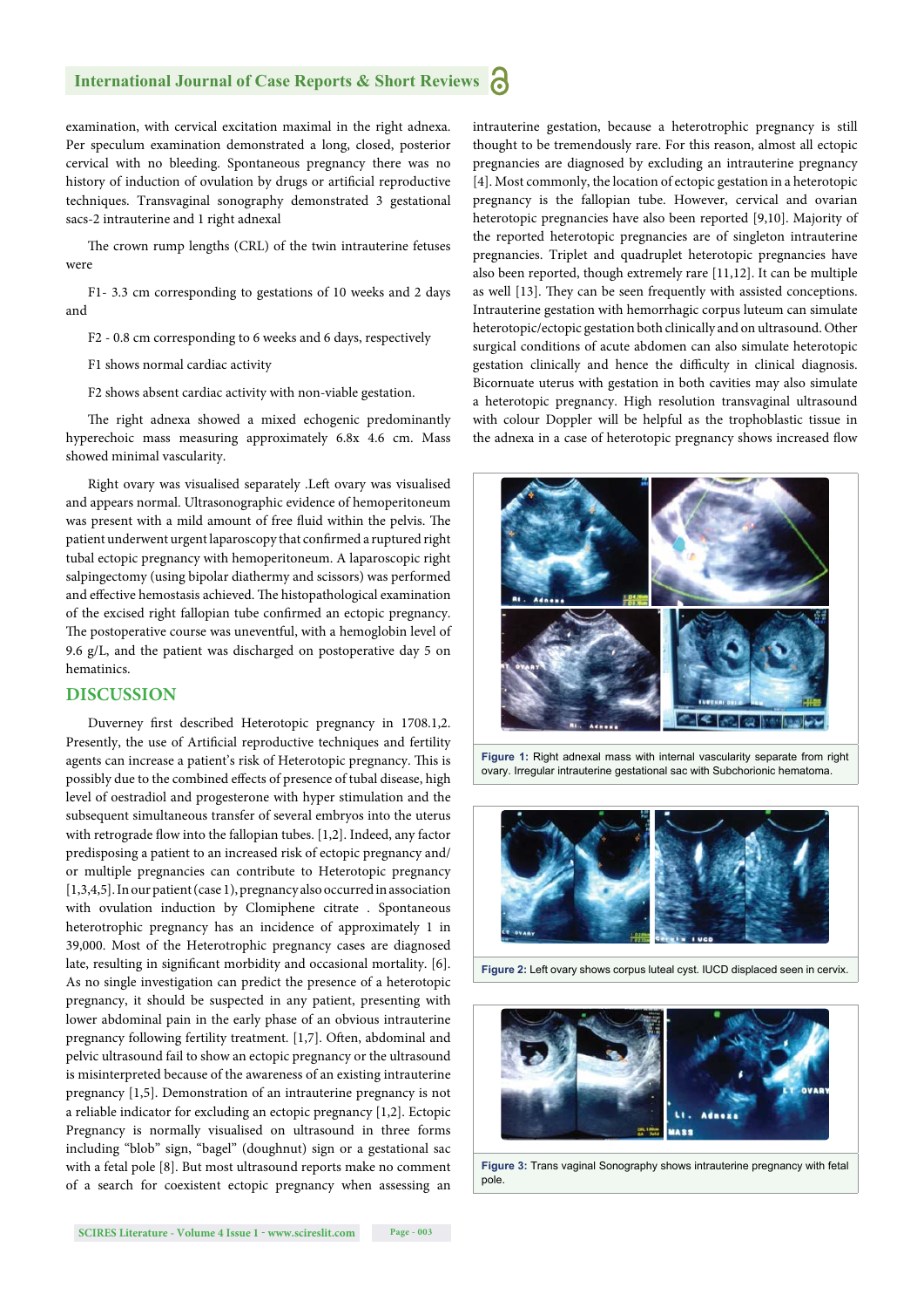examination, with cervical excitation maximal in the right adnexa. Per speculum examination demonstrated a long, closed, posterior cervical with no bleeding. Spontaneous pregnancy there was no history of induction of ovulation by drugs or artificial reproductive techniques. Transvaginal sonography demonstrated 3 gestational sacs-2 intrauterine and 1 right adnexal

The crown rump lengths (CRL) of the twin intrauterine fetuses were

F1- 3.3 cm corresponding to gestations of 10 weeks and 2 days and

F2 - 0.8 cm corresponding to 6 weeks and 6 days, respectively

F1 shows normal cardiac activity

F2 shows absent cardiac activity with non-viable gestation.

The right adnexa showed a mixed echogenic predominantly hyperechoic mass measuring approximately 6.8x 4.6 cm. Mass showed minimal vascularity.

Right ovary was visualised separately .Left ovary was visualised and appears normal. Ultrasonographic evidence of hemoperitoneum was present with a mild amount of free fluid within the pelvis. The patient underwent urgent laparoscopy that confirmed a ruptured right tubal ectopic pregnancy with hemoperitoneum. A laparoscopic right salpingectomy (using bipolar diathermy and scissors) was performed and effective hemostasis achieved. The histopathological examination of the excised right fallopian tube confirmed an ectopic pregnancy. The postoperative course was uneventful, with a hemoglobin level of 9.6 g/L, and the patient was discharged on postoperative day 5 on hematinics.

## DISCUSSION

Duverney first described Heterotopic pregnancy in 1708.1,2. Presently, the use of Artificial reproductive techniques and fertility agents can increase a patient's risk of Heterotopic pregnancy. This is possibly due to the combined effects of presence of tubal disease, high level of oestradiol and progesterone with hyper stimulation and the subsequent simultaneous transfer of several embryos into the uterus with retrograde flow into the fallopian tubes. [1,2]. Indeed, any factor predisposing a patient to an increased risk of ectopic pregnancy and/or multiple pregnancies can contribute to Heterotopic pregnancy [1,3,4,5]. In our patient (case 1), pregnancy also occurred in association with ovulation induction by Clomiphene citrate . Spontaneous heterotrophic pregnancy has an incidence of approximately 1 in 39,000. Most of the Heterotrophic pregnancy cases are diagnosed late, resulting in significant morbidity and occasional mortality. [6]. As no single investigation can predict the presence of a heterotopic pregnancy, it should be suspected in any patient, presenting with lower abdominal pain in the early phase of an obvious intrauterine pregnancy following fertility treatment. [1,7]. Often, abdominal and pelvic ultrasound fail to show an ectopic pregnancy or the ultrasound is misinterpreted because of the awareness of an existing intrauterine pregnancy [1,5]. Demonstration of an intrauterine pregnancy is not a reliable indicator for excluding an ectopic pregnancy [1,2]. Ectopic Pregnancy is normally visualised on ultrasound in three forms including "blob" sign, "bagel" (doughnut) sign or a gestational sac with a fetal pole [8]. But most ultrasound reports make no comment of a search for coexistent ectopic pregnancy when assessing an intrauterine gestation, because a heterotrophic pregnancy is still thought to be tremendously rare. For this reason, almost all ectopic pregnancies are diagnosed by excluding an intrauterine pregnancy [4]. Most commonly, the location of ectopic gestation in a heterotopic pregnancy is the fallopian tube. However, cervical and ovarian heterotopic pregnancies have also been reported [9,10]. Majority of the reported heterotopic pregnancies are of singleton intrauterine pregnancies. Triplet and quadruplet heterotopic pregnancies have also been reported, though extremely rare [11,12]. It can be multiple as well [13]. They can be seen frequently with assisted conceptions. Intrauterine gestation with hemorrhagic corpus luteum can simulate heterotopic/ectopic gestation both clinically and on ultrasound. Other surgical conditions of acute abdomen can also simulate heterotopic gestation clinically and hence the difficulty in clinical diagnosis. Bicornuate uterus with gestation in both cavities may also simulate a heterotopic pregnancy. High resolution transvaginal ultrasound with colour Doppler will be helpful as the trophoblastic tissue in the adnexa in a case of heterotopic pregnancy shows increased flow

**Figure 1:** Right adnexal mass with internal vascularity separate from right ovary. Irregular intrauterine gestational sac with Subchorionic hematoma.

**Figure 2:** Left ovary shows corpus luteal cyst. IUCD displaced seen in cervix.

**Figure 3:** Trans vaginal Sonography shows intrauterine pregnancy with fetal pole.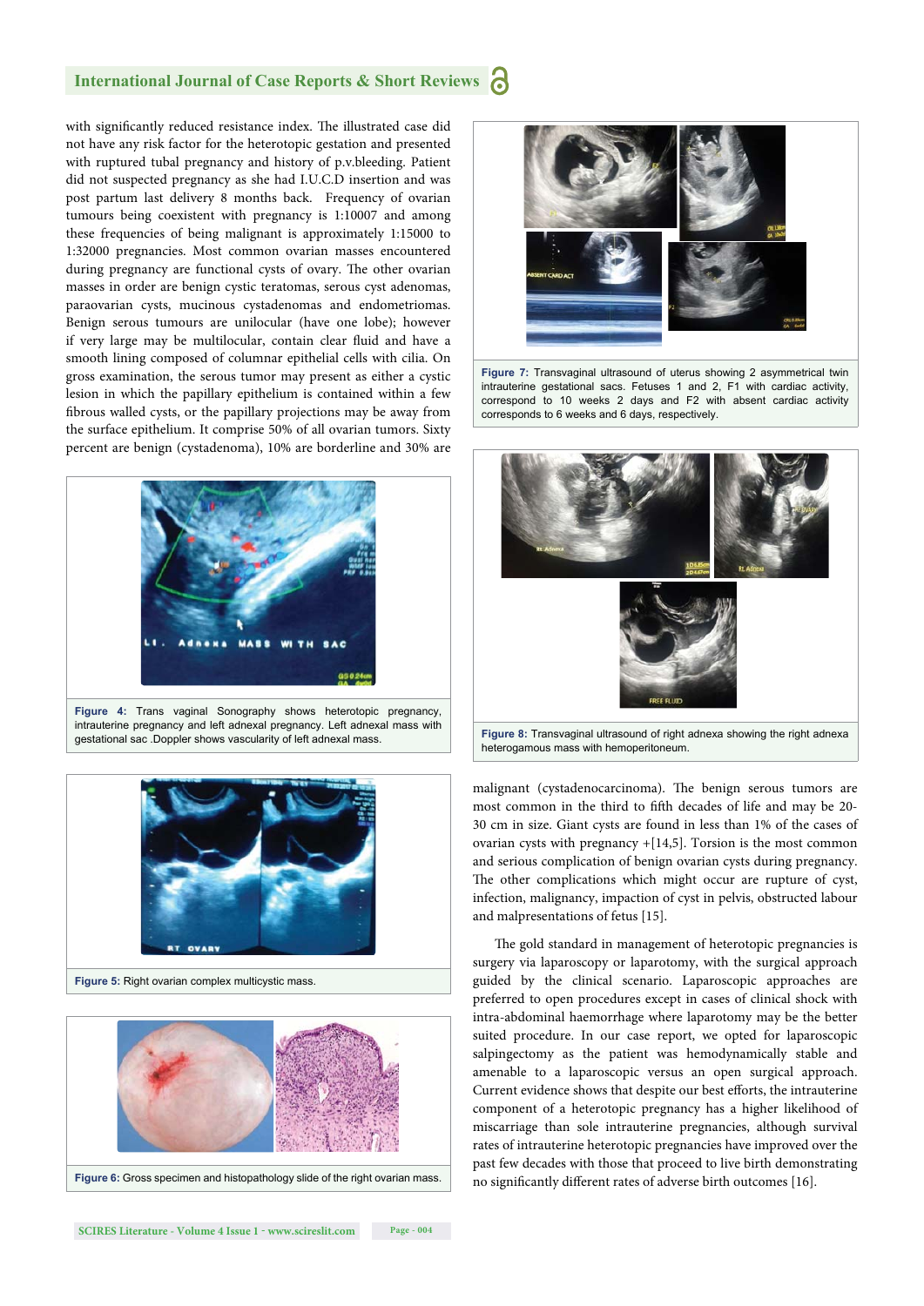with significantly reduced resistance index. The illustrated case did not have any risk factor for the heterotopic gestation and presented with ruptured tubal pregnancy and history of p.v.bleeding. Patient did not suspected pregnancy as she had I.U.C.D insertion and was post partum last delivery 8 months back. Frequency of ovarian tumours being coexistent with pregnancy is 1:10007 and among these frequencies of being malignant is approximately 1:15000 to 1:32000 pregnancies. Most common ovarian masses encountered during pregnancy are functional cysts of ovary. The other ovarian masses in order are benign cystic teratomas, serous cyst adenomas, paraovarian cysts, mucinous cystadenomas and endometriomas. Benign serous tumours are unilocular (have one lobe); however if very large may be multilocular, contain clear fluid and have a smooth lining composed of columnar epithelial cells with cilia. On gross examination, the serous tumor may present as either a cystic lesion in which the papillary epithelium is contained within a few fibrous walled cysts, or the papillary projections may be away from the surface epithelium. It comprise 50% of all ovarian tumors. Sixty percent are benign (cystadenoma), 10% are borderline and 30% are malignant (cystadenocarcinoma). The benign serous tumors are most common in the third to fifth decades of life and may be 20-30 cm in size. Giant cysts are found in less than 1% of the cases of ovarian cysts with pregnancy +[14,5]. Torsion is the most common and serious complication of benign ovarian cysts during pregnancy. The other complications which might occur are rupture of cyst, infection, malignancy, impaction of cyst in pelvis, obstructed labour and malpresentations of fetus [15].

**Figure 4:** Trans vaginal Sonography shows heterotopic pregnancy, intrauterine pregnancy and left adnexal pregnancy. Left adnexal mass with gestational sac .Doppler shows vascularity of left adnexal mass.

**Figure 5:** Right ovarian complex multicystic mass.

**Figure 6:** Gross specimen and histopathology slide of the right ovarian mass.

**Figure 7:** Transvaginal ultrasound of uterus showing 2 asymmetrical twin intrauterine gestational sacs. Fetuses 1 and 2, F1 with cardiac activity, correspond to 10 weeks 2 days and F2 with absent cardiac activity corresponds to 6 weeks and 6 days, respectively.

**Figure 8:** Transvaginal ultrasound of right adnexa showing the right adnexa heterogamous mass with hemoperitoneum.

The gold standard in management of heterotopic pregnancies is surgery via laparoscopy or laparotomy, with the surgical approach guided by the clinical scenario. Laparoscopic approaches are preferred to open procedures except in cases of clinical shock with intra-abdominal haemorrhage where laparotomy may be the better suited procedure. In our case report, we opted for laparoscopic salpingectomy as the patient was hemodynamically stable and amenable to a laparoscopic versus an open surgical approach. Current evidence shows that despite our best efforts, the intrauterine component of a heterotopic pregnancy has a higher likelihood of miscarriage than sole intrauterine pregnancies, although survival rates of intrauterine heterotopic pregnancies have improved over the past few decades with those that proceed to live birth demonstrating no significantly different rates of adverse birth outcomes [16].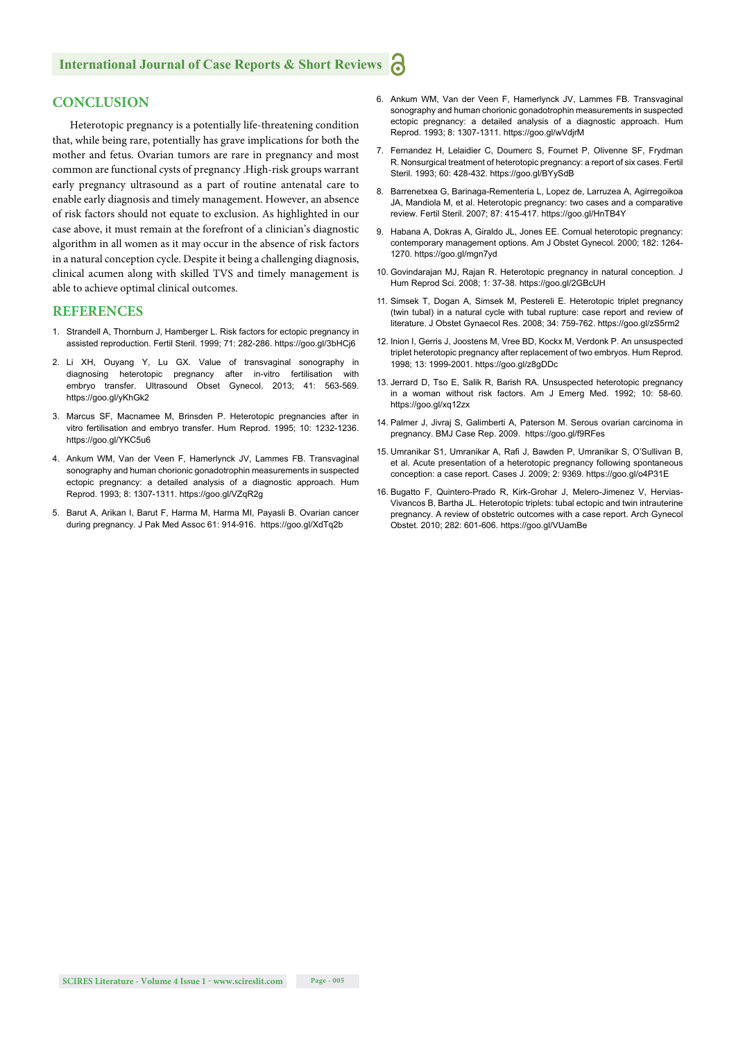## CONCLUSION

Heterotopic pregnancy is a potentially life-threatening condition that, while being rare, potentially has grave implications for both the mother and fetus. Ovarian tumors are rare in pregnancy and most common are functional cysts of pregnancy .High-risk groups warrant early pregnancy ultrasound as a part of routine antenatal care to enable early diagnosis and timely management. However, an absence of risk factors should not equate to exclusion. As highlighted in our case above, it must remain at the forefront of a clinician's diagnostic algorithm in all women as it may occur in the absence of risk factors in a natural conception cycle. Despite it being a challenging diagnosis, clinical acumen along with skilled TVS and timely management is able to achieve optimal clinical outcomes.

## REFERENCES

1. Strandell A, Thornburn J, Hamberger L. Risk factors for ectopic pregnancy in assisted reproduction. Fertil Steril. 1999; 71: 282-286. https://goo.gl/3bHCj6
2. Li XH, Ouyang Y, Lu GX. Value of transvaginal sonography in diagnosing heterotopic pregnancy after in-vitro fertilisation with embryo transfer. Ultrasound Obset Gynecol. 2013; 41: 563-569. https://goo.gl/yKhGk2
3. Marcus SF, Macnamee M, Brinsden P. Heterotopic pregnancies after in vitro fertilisation and embryo transfer. Hum Reprod. 1995; 10: 1232-1236. https://goo.gl/YKC5u6
4. Ankum WM, Van der Veen F, Hamerlynck JV, Lammes FB. Transvaginal sonography and human chorionic gonadotrophin measurements in suspected ectopic pregnancy: a detailed analysis of a diagnostic approach. Hum Reprod. 1993; 8: 1307-1311. https://goo.gl/VZqR2g
5. Barut A, Arikan I, Barut F, Harma M, Harma MI, Payasli B. Ovarian cancer during pregnancy. J Pak Med Assoc 61: 914-916. https://goo.gl/XdTq2b
6. Ankum WM, Van der Veen F, Hamerlynck JV, Lammes FB. Transvaginal sonography and human chorionic gonadotrophin measurements in suspected ectopic pregnancy: a detailed analysis of a diagnostic approach. Hum Reprod. 1993; 8: 1307-1311. https://goo.gl/wVdjrM
7. Fernandez H, Lelaidier C, Doumerc S, Fournet P, Olivenne SF, Frydman R. Nonsurgical treatment of heterotopic pregnancy: a report of six cases. Fertil Steril. 1993; 60: 428-432. https://goo.gl/BYySdB
8. Barrenetxea G, Barinaga-Rementeria L, Lopez de, Larruzea A, Agirregoikoa JA, Mandiola M, et al. Heterotopic pregnancy: two cases and a comparative review. Fertil Steril. 2007; 87: 415-417. https://goo.gl/HnTB4Y
9. Habana A, Dokras A, Giraldo JL, Jones EE. Cornual heterotopic pregnancy: contemporary management options. Am J Obstet Gynecol. 2000; 182: 1264-1270. https://goo.gl/mgn7yd
10. Govindarajan MJ, Rajan R. Heterotopic pregnancy in natural conception. J Hum Reprod Sci. 2008; 1: 37-38. https://goo.gl/2GBcUH
11. Simsek T, Dogan A, Simsek M, Pestereli E. Heterotopic triplet pregnancy (twin tubal) in a natural cycle with tubal rupture: case report and review of literature. J Obstet Gynaecol Res. 2008; 34: 759-762. https://goo.gl/zS5rm2
12. Inion I, Gerris J, Joostens M, Vree BD, Kockx M, Verdonk P. An unsuspected triplet heterotopic pregnancy after replacement of two embryos. Hum Reprod. 1998; 13: 1999-2001. https://goo.gl/z8gDDc
13. Jerrard D, Tso E, Salik R, Barish RA. Unsuspected heterotopic pregnancy in a woman without risk factors. Am J Emerg Med. 1992; 10: 58-60. https://goo.gl/xq12zx
14. Palmer J, Jivraj S, Galimberti A, Paterson M. Serous ovarian carcinoma in pregnancy. BMJ Case Rep. 2009. https://goo.gl/f9RFes
15. Umranikar S1, Umranikar A, Rafi J, Bawden P, Umranikar S, O'Sullivan B, et al. Acute presentation of a heterotopic pregnancy following spontaneous conception: a case report. Cases J. 2009; 2: 9369. https://goo.gl/o4P31E
16. Bugatto F, Quintero-Prado R, Kirk-Grohar J, Melero-Jimenez V, Hervias-Vivancos B, Bartha JL. Heterotopic triplets: tubal ectopic and twin intrauterine pregnancy. A review of obstetric outcomes with a case report. Arch Gynecol Obstet. 2010; 282: 601-606. https://goo.gl/VUamBe